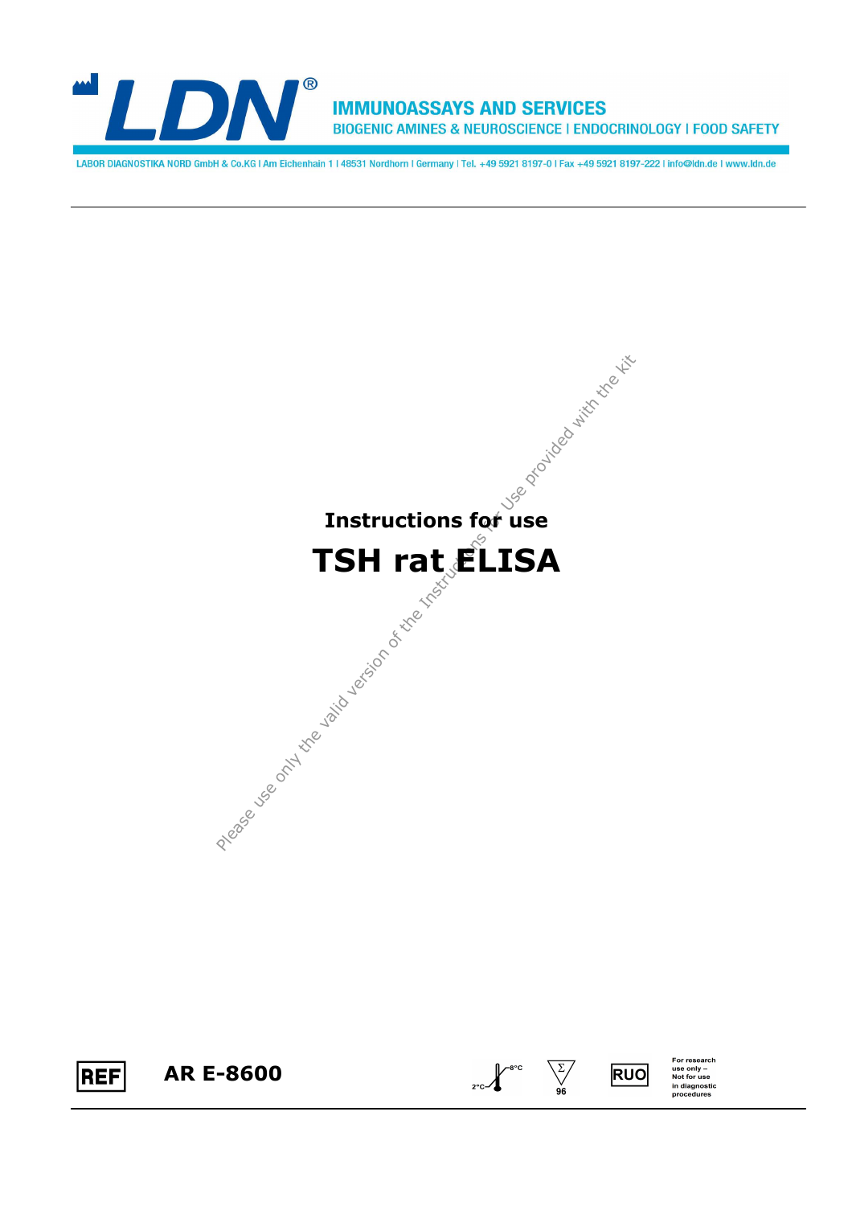LDN®

IMMUNOASSAYS AND SERVICES

BIOGENIC AMINES & NEUROSCIENCE I ENDOCRINOLOGY I FOOD SAFETY

LABOR DIAGNOSTIKA NORD GmbH & Co.KG I Am Eichenhain 1 I 48531 Nordhorn I Germany I Tel. +49 5921 8197-0 I Fax +49 5921 8197-222 I info@ldn.de I www.ldn.de

Please use only the valid version of the Instructions for Use provided with the kit

**Instructions for use**

# TSH rat ELISA

REF **AR E-8600**

2°C – 8°C | Σ 96 | RUO For research use only – Not for use in diagnostic procedures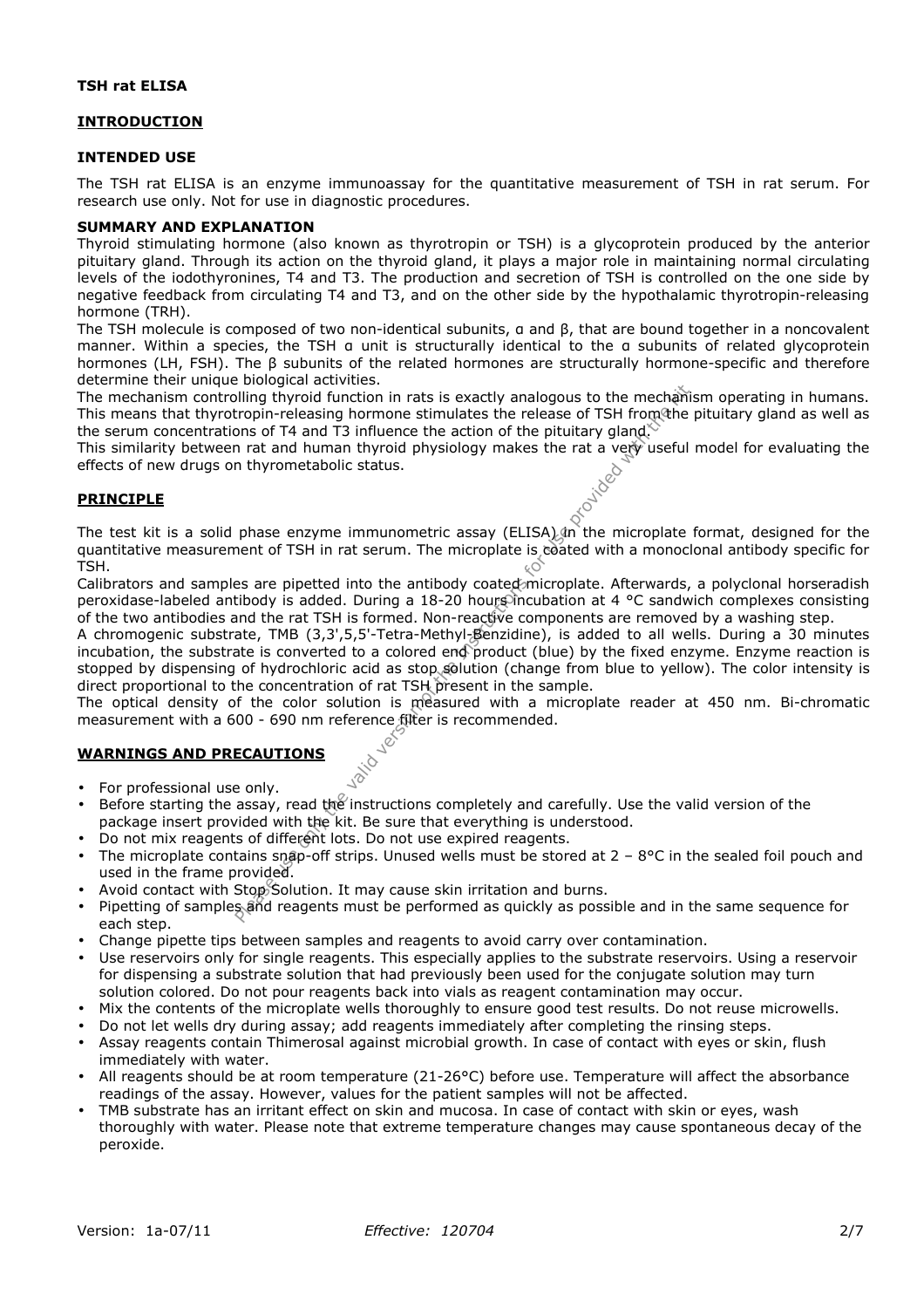**TSH rat ELISA**

## INTRODUCTION

### INTENDED USE

The TSH rat ELISA is an enzyme immunoassay for the quantitative measurement of TSH in rat serum. For research use only. Not for use in diagnostic procedures.

### SUMMARY AND EXPLANATION

Thyroid stimulating hormone (also known as thyrotropin or TSH) is a glycoprotein produced by the anterior pituitary gland. Through its action on the thyroid gland, it plays a major role in maintaining normal circulating levels of the iodothyronines, T4 and T3. The production and secretion of TSH is controlled on the one side by negative feedback from circulating T4 and T3, and on the other side by the hypothalamic thyrotropin-releasing hormone (TRH).

The TSH molecule is composed of two non-identical subunits, α and β, that are bound together in a noncovalent manner. Within a species, the TSH α unit is structurally identical to the α subunits of related glycoprotein hormones (LH, FSH). The β subunits of the related hormones are structurally hormone-specific and therefore determine their unique biological activities.

The mechanism controlling thyroid function in rats is exactly analogous to the mechanism operating in humans. This means that thyrotropin-releasing hormone stimulates the release of TSH from the pituitary gland as well as the serum concentrations of T4 and T3 influence the action of the pituitary gland.

This similarity between rat and human thyroid physiology makes the rat a very useful model for evaluating the effects of new drugs on thyrometabolic status.

## PRINCIPLE

The test kit is a solid phase enzyme immunometric assay (ELISA) in the microplate format, designed for the quantitative measurement of TSH in rat serum. The microplate is coated with a monoclonal antibody specific for TSH.

Calibrators and samples are pipetted into the antibody coated microplate. Afterwards, a polyclonal horseradish peroxidase-labeled antibody is added. During a 18-20 hours incubation at 4 °C sandwich complexes consisting of the two antibodies and the rat TSH is formed. Non-reactive components are removed by a washing step.

A chromogenic substrate, TMB (3,3',5,5'-Tetra-Methyl-Benzidine), is added to all wells. During a 30 minutes incubation, the substrate is converted to a colored end product (blue) by the fixed enzyme. Enzyme reaction is stopped by dispensing of hydrochloric acid as stop solution (change from blue to yellow). The color intensity is direct proportional to the concentration of rat TSH present in the sample.

The optical density of the color solution is measured with a microplate reader at 450 nm. Bi-chromatic measurement with a 600 - 690 nm reference filter is recommended.

## WARNINGS AND PRECAUTIONS

- For professional use only.
- Before starting the assay, read the instructions completely and carefully. Use the valid version of the package insert provided with the kit. Be sure that everything is understood.
- Do not mix reagents of different lots. Do not use expired reagents.
- The microplate contains snap-off strips. Unused wells must be stored at 2 – 8°C in the sealed foil pouch and used in the frame provided.
- Avoid contact with Stop Solution. It may cause skin irritation and burns.
- Pipetting of samples and reagents must be performed as quickly as possible and in the same sequence for each step.
- Change pipette tips between samples and reagents to avoid carry over contamination.
- Use reservoirs only for single reagents. This especially applies to the substrate reservoirs. Using a reservoir for dispensing a substrate solution that had previously been used for the conjugate solution may turn solution colored. Do not pour reagents back into vials as reagent contamination may occur.
- Mix the contents of the microplate wells thoroughly to ensure good test results. Do not reuse microwells.
- Do not let wells dry during assay; add reagents immediately after completing the rinsing steps.
- Assay reagents contain Thimerosal against microbial growth. In case of contact with eyes or skin, flush immediately with water.
- All reagents should be at room temperature (21-26°C) before use. Temperature will affect the absorbance readings of the assay. However, values for the patient samples will not be affected.
- TMB substrate has an irritant effect on skin and mucosa. In case of contact with skin or eyes, wash thoroughly with water. Please note that extreme temperature changes may cause spontaneous decay of the peroxide.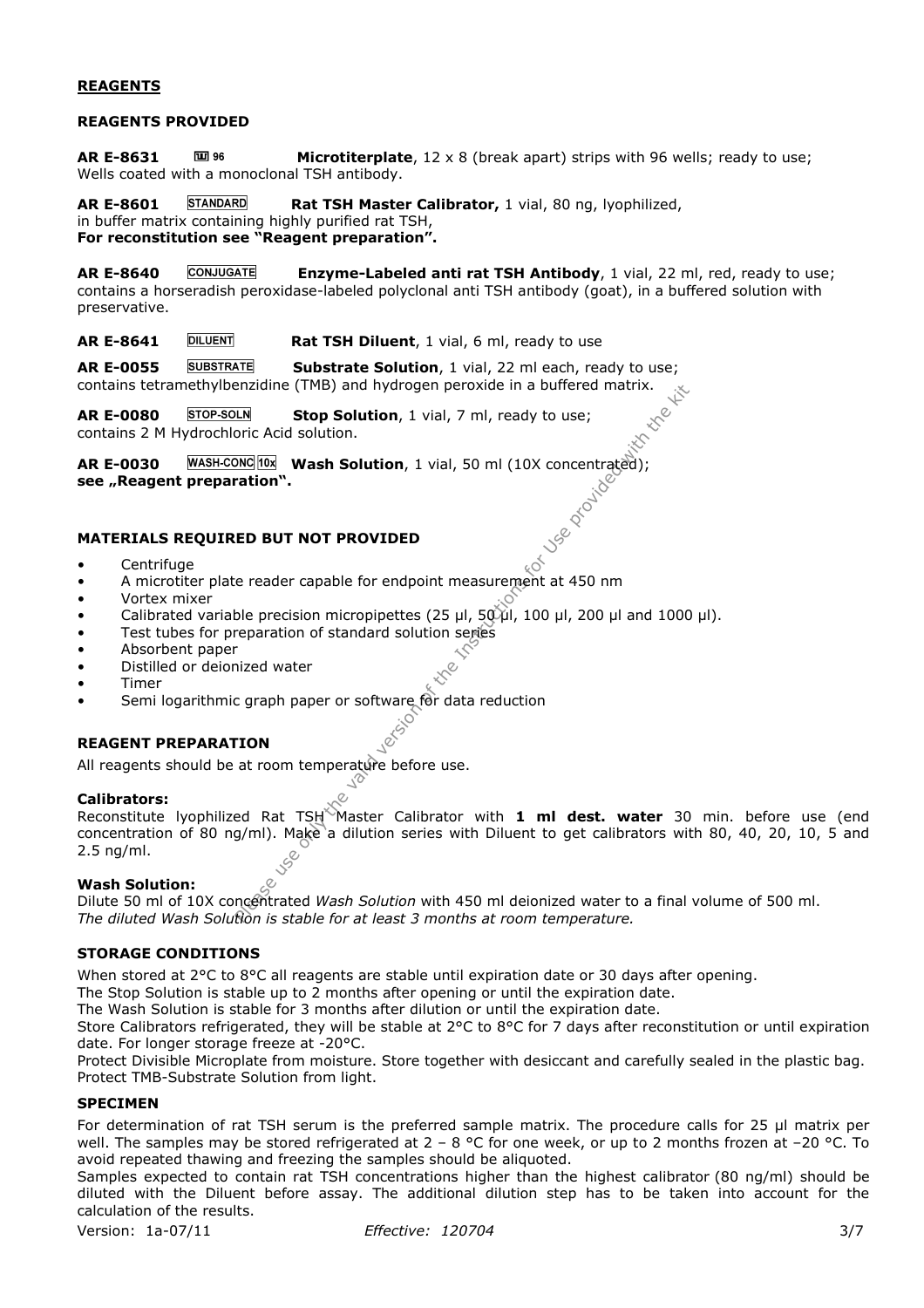## REAGENTS

### REAGENTS PROVIDED

**AR E-8631** 96 **Microtiterplate**, 12 x 8 (break apart) strips with 96 wells; ready to use; Wells coated with a monoclonal TSH antibody.

**AR E-8601** STANDARD **Rat TSH Master Calibrator,** 1 vial, 80 ng, lyophilized, in buffer matrix containing highly purified rat TSH,
**For reconstitution see "Reagent preparation".**

**AR E-8640** CONJUGATE **Enzyme-Labeled anti rat TSH Antibody**, 1 vial, 22 ml, red, ready to use; contains a horseradish peroxidase-labeled polyclonal anti TSH antibody (goat), in a buffered solution with preservative.

**AR E-8641** DILUENT **Rat TSH Diluent**, 1 vial, 6 ml, ready to use

**AR E-0055** SUBSTRATE **Substrate Solution**, 1 vial, 22 ml each, ready to use; contains tetramethylbenzidine (TMB) and hydrogen peroxide in a buffered matrix.

**AR E-0080** STOP-SOLN **Stop Solution**, 1 vial, 7 ml, ready to use; contains 2 M Hydrochloric Acid solution.

**AR E-0030** WASH-CONC 10x **Wash Solution**, 1 vial, 50 ml (10X concentrated);
**see „Reagent preparation".**

### MATERIALS REQUIRED BUT NOT PROVIDED

- Centrifuge
- A microtiter plate reader capable for endpoint measurement at 450 nm
- Vortex mixer
- Calibrated variable precision micropipettes (25 µl, 50 µl, 100 µl, 200 µl and 1000 µl).
- Test tubes for preparation of standard solution series
- Absorbent paper
- Distilled or deionized water
- Timer
- Semi logarithmic graph paper or software for data reduction

### REAGENT PREPARATION

All reagents should be at room temperature before use.

**Calibrators:**
Reconstitute lyophilized Rat TSH Master Calibrator with **1 ml dest. water** 30 min. before use (end concentration of 80 ng/ml). Make a dilution series with Diluent to get calibrators with 80, 40, 20, 10, 5 and 2.5 ng/ml.

**Wash Solution:**
Dilute 50 ml of 10X concentrated *Wash Solution* with 450 ml deionized water to a final volume of 500 ml.
*The diluted Wash Solution is stable for at least 3 months at room temperature.*

### STORAGE CONDITIONS

When stored at 2°C to 8°C all reagents are stable until expiration date or 30 days after opening.
The Stop Solution is stable up to 2 months after opening or until the expiration date.
The Wash Solution is stable for 3 months after dilution or until the expiration date.
Store Calibrators refrigerated, they will be stable at 2°C to 8°C for 7 days after reconstitution or until expiration date. For longer storage freeze at -20°C.
Protect Divisible Microplate from moisture. Store together with desiccant and carefully sealed in the plastic bag.
Protect TMB-Substrate Solution from light.

### SPECIMEN

For determination of rat TSH serum is the preferred sample matrix. The procedure calls for 25 µl matrix per well. The samples may be stored refrigerated at 2 – 8 °C for one week, or up to 2 months frozen at –20 °C. To avoid repeated thawing and freezing the samples should be aliquoted.
Samples expected to contain rat TSH concentrations higher than the highest calibrator (80 ng/ml) should be diluted with the Diluent before assay. The additional dilution step has to be taken into account for the calculation of the results.

Version: 1a-07/11 *Effective: 120704*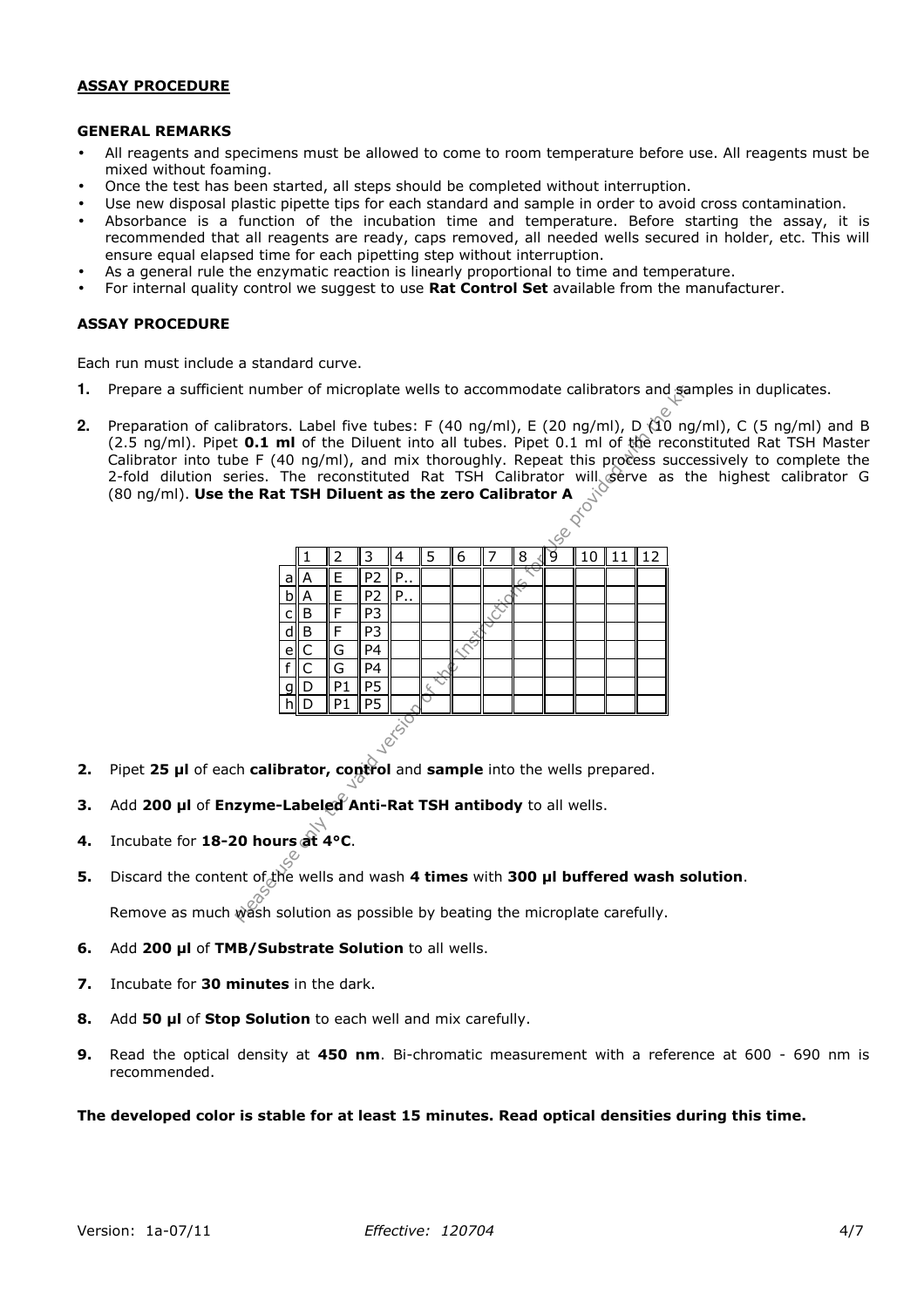**ASSAY PROCEDURE**

**GENERAL REMARKS**

- All reagents and specimens must be allowed to come to room temperature before use. All reagents must be mixed without foaming.
- Once the test has been started, all steps should be completed without interruption.
- Use new disposal plastic pipette tips for each standard and sample in order to avoid cross contamination.
- Absorbance is a function of the incubation time and temperature. Before starting the assay, it is recommended that all reagents are ready, caps removed, all needed wells secured in holder, etc. This will ensure equal elapsed time for each pipetting step without interruption.
- As a general rule the enzymatic reaction is linearly proportional to time and temperature.
- For internal quality control we suggest to use **Rat Control Set** available from the manufacturer.

**ASSAY PROCEDURE**

Each run must include a standard curve.

1. Prepare a sufficient number of microplate wells to accommodate calibrators and samples in duplicates.

2. Preparation of calibrators. Label five tubes: F (40 ng/ml), E (20 ng/ml), D (10 ng/ml), C (5 ng/ml) and B (2.5 ng/ml). Pipet **0.1 ml** of the Diluent into all tubes. Pipet 0.1 ml of the reconstituted Rat TSH Master Calibrator into tube F (40 ng/ml), and mix thoroughly. Repeat this process successively to complete the 2-fold dilution series. The reconstituted Rat TSH Calibrator will serve as the highest calibrator G (80 ng/ml). **Use the Rat TSH Diluent as the zero Calibrator A**

| | 1 | 2 | 3 | 4 | 5 | 6 | 7 | 8 | 9 | 10 | 11 | 12 |
|---|---|---|---|---|---|---|---|---|---|---|---|---|
| a | A | E | P2 | P.. | | | | | | | | |
| b | A | E | P2 | P.. | | | | | | | | |
| c | B | F | P3 | | | | | | | | | |
| d | B | F | P3 | | | | | | | | | |
| e | C | G | P4 | | | | | | | | | |
| f | C | G | P4 | | | | | | | | | |
| g | D | P1 | P5 | | | | | | | | | |
| h | D | P1 | P5 | | | | | | | | | |

2. Pipet **25 µl** of each **calibrator, control** and **sample** into the wells prepared.

3. Add **200 µl** of **Enzyme-Labeled Anti-Rat TSH antibody** to all wells.

4. Incubate for **18-20 hours at 4°C**.

5. Discard the content of the wells and wash **4 times** with **300 µl buffered wash solution**.

   Remove as much wash solution as possible by beating the microplate carefully.

6. Add **200 µl** of **TMB/Substrate Solution** to all wells.

7. Incubate for **30 minutes** in the dark.

8. Add **50 µl** of **Stop Solution** to each well and mix carefully.

9. Read the optical density at **450 nm**. Bi-chromatic measurement with a reference at 600 - 690 nm is recommended.

**The developed color is stable for at least 15 minutes. Read optical densities during this time.**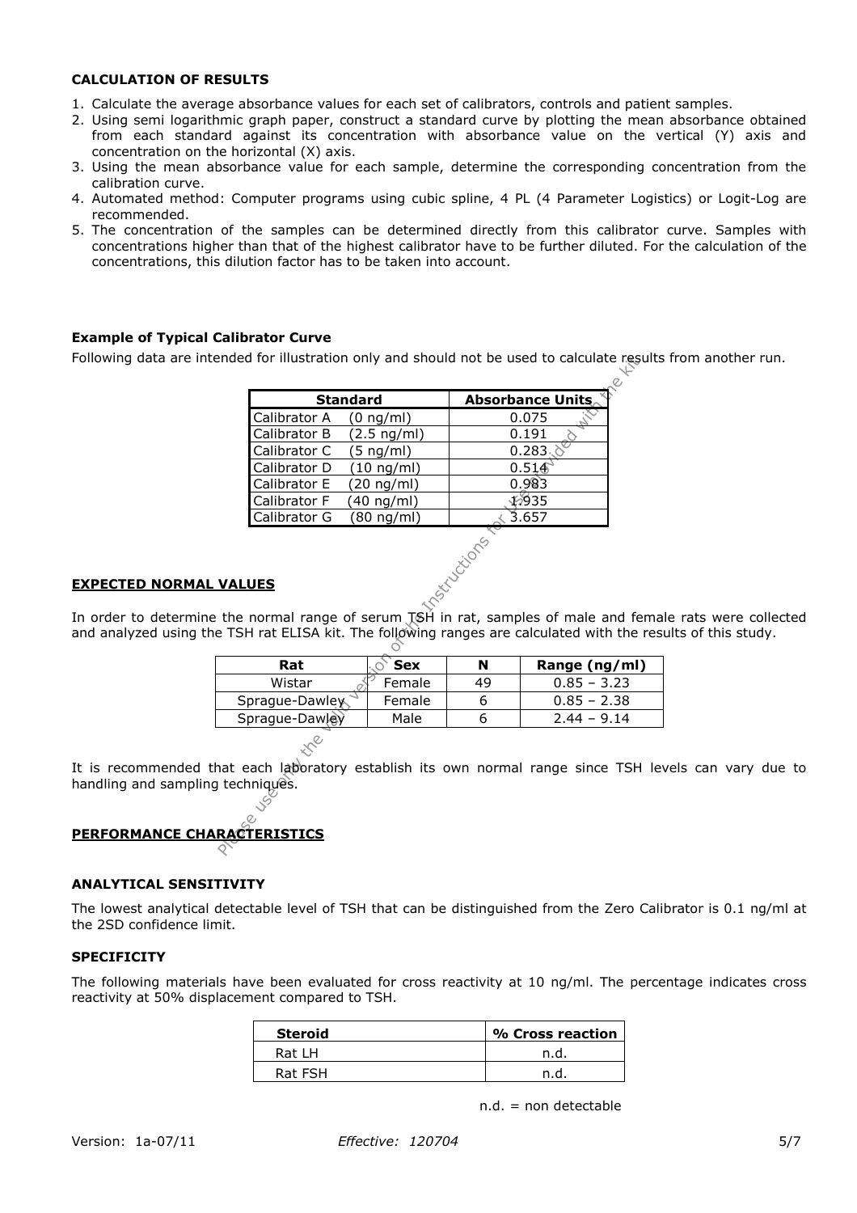### CALCULATION OF RESULTS

1. Calculate the average absorbance values for each set of calibrators, controls and patient samples.
2. Using semi logarithmic graph paper, construct a standard curve by plotting the mean absorbance obtained from each standard against its concentration with absorbance value on the vertical (Y) axis and concentration on the horizontal (X) axis.
3. Using the mean absorbance value for each sample, determine the corresponding concentration from the calibration curve.
4. Automated method: Computer programs using cubic spline, 4 PL (4 Parameter Logistics) or Logit-Log are recommended.
5. The concentration of the samples can be determined directly from this calibrator curve. Samples with concentrations higher than that of the highest calibrator have to be further diluted. For the calculation of the concentrations, this dilution factor has to be taken into account.

### Example of Typical Calibrator Curve

Following data are intended for illustration only and should not be used to calculate results from another run.

| Standard | Absorbance Units |
|---|---|
| Calibrator A (0 ng/ml) | 0.075 |
| Calibrator B (2.5 ng/ml) | 0.191 |
| Calibrator C (5 ng/ml) | 0.283 |
| Calibrator D (10 ng/ml) | 0.514 |
| Calibrator E (20 ng/ml) | 0.983 |
| Calibrator F (40 ng/ml) | 1.935 |
| Calibrator G (80 ng/ml) | 3.657 |

## EXPECTED NORMAL VALUES

In order to determine the normal range of serum TSH in rat, samples of male and female rats were collected and analyzed using the TSH rat ELISA kit. The following ranges are calculated with the results of this study.

| Rat | Sex | N | Range (ng/ml) |
|---|---|---|---|
| Wistar | Female | 49 | 0.85 – 3.23 |
| Sprague-Dawley | Female | 6 | 0.85 – 2.38 |
| Sprague-Dawley | Male | 6 | 2.44 – 9.14 |

It is recommended that each laboratory establish its own normal range since TSH levels can vary due to handling and sampling techniques.

## PERFORMANCE CHARACTERISTICS

### ANALYTICAL SENSITIVITY

The lowest analytical detectable level of TSH that can be distinguished from the Zero Calibrator is 0.1 ng/ml at the 2SD confidence limit.

### SPECIFICITY

The following materials have been evaluated for cross reactivity at 10 ng/ml. The percentage indicates cross reactivity at 50% displacement compared to TSH.

| Steroid | % Cross reaction |
|---|---|
| Rat LH | n.d. |
| Rat FSH | n.d. |

n.d. = non detectable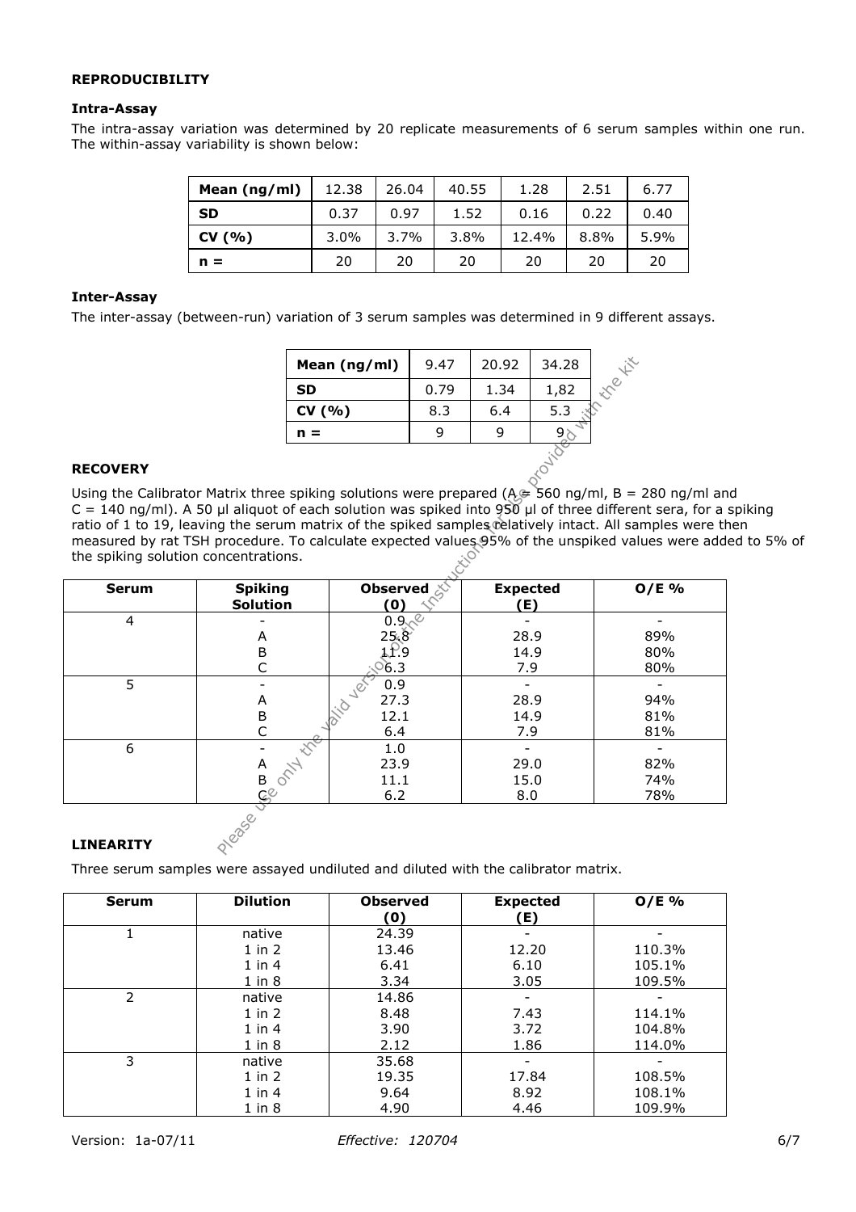### REPRODUCIBILITY

#### Intra-Assay

The intra-assay variation was determined by 20 replicate measurements of 6 serum samples within one run. The within-assay variability is shown below:

| **Mean (ng/ml)** | 12.38 | 26.04 | 40.55 | 1.28 | 2.51 | 6.77 |
|---|---|---|---|---|---|---|
| **SD** | 0.37 | 0.97 | 1.52 | 0.16 | 0.22 | 0.40 |
| **CV (%)** | 3.0% | 3.7% | 3.8% | 12.4% | 8.8% | 5.9% |
| **n =** | 20 | 20 | 20 | 20 | 20 | 20 |

#### Inter-Assay

The inter-assay (between-run) variation of 3 serum samples was determined in 9 different assays.

| **Mean (ng/ml)** | 9.47 | 20.92 | 34.28 |
|---|---|---|---|
| **SD** | 0.79 | 1.34 | 1,82 |
| **CV (%)** | 8.3 | 6.4 | 5.3 |
| **n =** | 9 | 9 | 9 |

### RECOVERY

Using the Calibrator Matrix three spiking solutions were prepared (A = 560 ng/ml, B = 280 ng/ml and C = 140 ng/ml). A 50 µl aliquot of each solution was spiked into 950 µl of three different sera, for a spiking ratio of 1 to 19, leaving the serum matrix of the spiked samples relatively intact. All samples were then measured by rat TSH procedure. To calculate expected values 95% of the unspiked values were added to 5% of the spiking solution concentrations.

| Serum | Spiking Solution | Observed (0) | Expected (E) | O/E % |
|---|---|---|---|---|
| 4 | - | 0.9 | - | - |
| | A | 25.8 | 28.9 | 89% |
| | B | 11.9 | 14.9 | 80% |
| | C | 6.3 | 7.9 | 80% |
| 5 | - | 0.9 | - | - |
| | A | 27.3 | 28.9 | 94% |
| | B | 12.1 | 14.9 | 81% |
| | C | 6.4 | 7.9 | 81% |
| 6 | - | 1.0 | - | - |
| | A | 23.9 | 29.0 | 82% |
| | B | 11.1 | 15.0 | 74% |
| | C | 6.2 | 8.0 | 78% |

### LINEARITY

Three serum samples were assayed undiluted and diluted with the calibrator matrix.

| Serum | Dilution | Observed (0) | Expected (E) | O/E % |
|---|---|---|---|---|
| 1 | native | 24.39 | - | - |
| | 1 in 2 | 13.46 | 12.20 | 110.3% |
| | 1 in 4 | 6.41 | 6.10 | 105.1% |
| | 1 in 8 | 3.34 | 3.05 | 109.5% |
| 2 | native | 14.86 | - | - |
| | 1 in 2 | 8.48 | 7.43 | 114.1% |
| | 1 in 4 | 3.90 | 3.72 | 104.8% |
| | 1 in 8 | 2.12 | 1.86 | 114.0% |
| 3 | native | 35.68 | - | - |
| | 1 in 2 | 19.35 | 17.84 | 108.5% |
| | 1 in 4 | 9.64 | 8.92 | 108.1% |
| | 1 in 8 | 4.90 | 4.46 | 109.9% |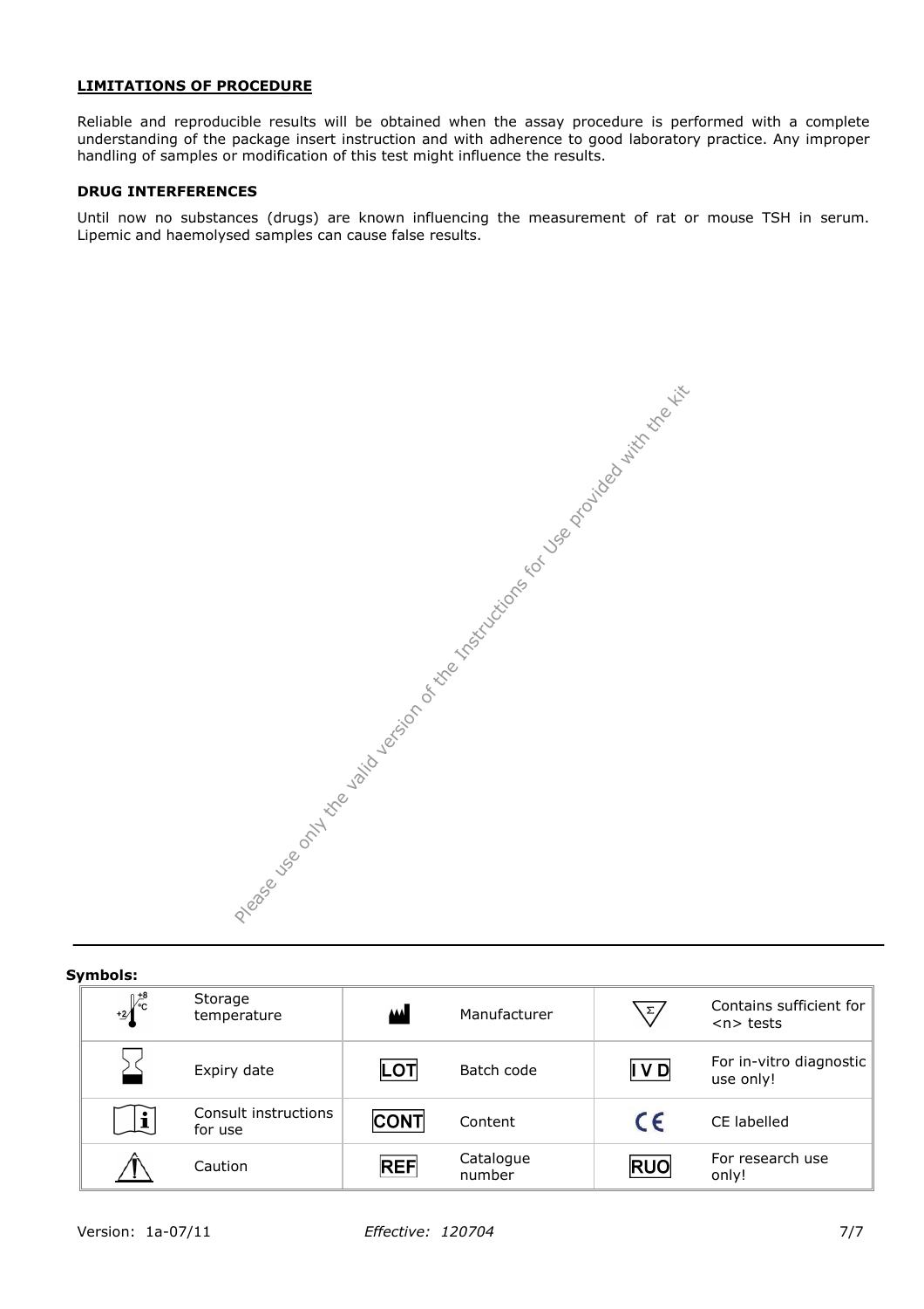## LIMITATIONS OF PROCEDURE

Reliable and reproducible results will be obtained when the assay procedure is performed with a complete understanding of the package insert instruction and with adherence to good laboratory practice. Any improper handling of samples or modification of this test might influence the results.

### DRUG INTERFERENCES

Until now no substances (drugs) are known influencing the measurement of rat or mouse TSH in serum. Lipemic and haemolysed samples can cause false results.

Please use only the valid version of the Instructions for Use provided with the kit

**Symbols:**

| | | | | | |
|---|---|---|---|---|---|
| | Storage temperature | | Manufacturer | | Contains sufficient for <n> tests |
| | Expiry date | LOT | Batch code | IVD | For in-vitro diagnostic use only! |
| | Consult instructions for use | CONT | Content | CE | CE labelled |
| | Caution | REF | Catalogue number | RUO | For research use only! |

Version: 1a-07/11 *Effective: 120704*